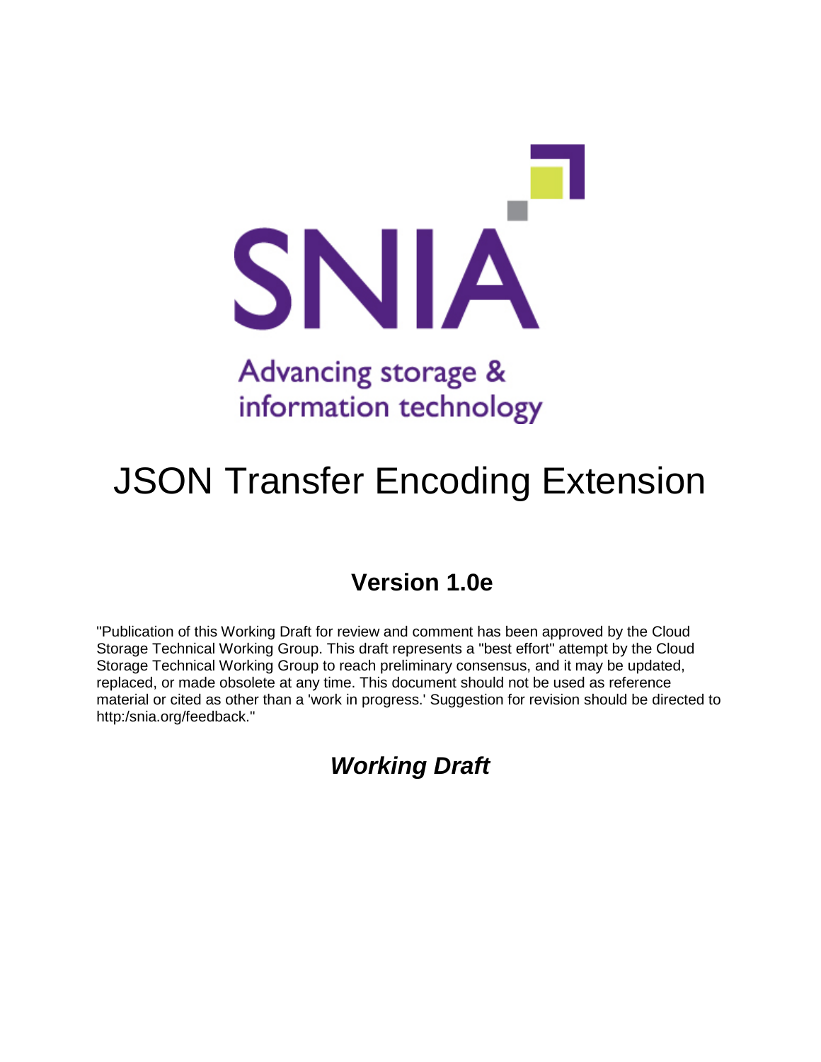SNIA

Advancing storage & information technology

# JSON Transfer Encoding Extension

## Version 1.0e

"Publication of this Working Draft for review and comment has been approved by the Cloud Storage Technical Working Group. This draft represents a "best effort" attempt by the Cloud Storage Technical Working Group to reach preliminary consensus, and it may be updated, replaced, or made obsolete at any time. This document should not be used as reference material or cited as other than a 'work in progress.' Suggestion for revision should be directed to http:/snia.org/feedback."

## *Working Draft*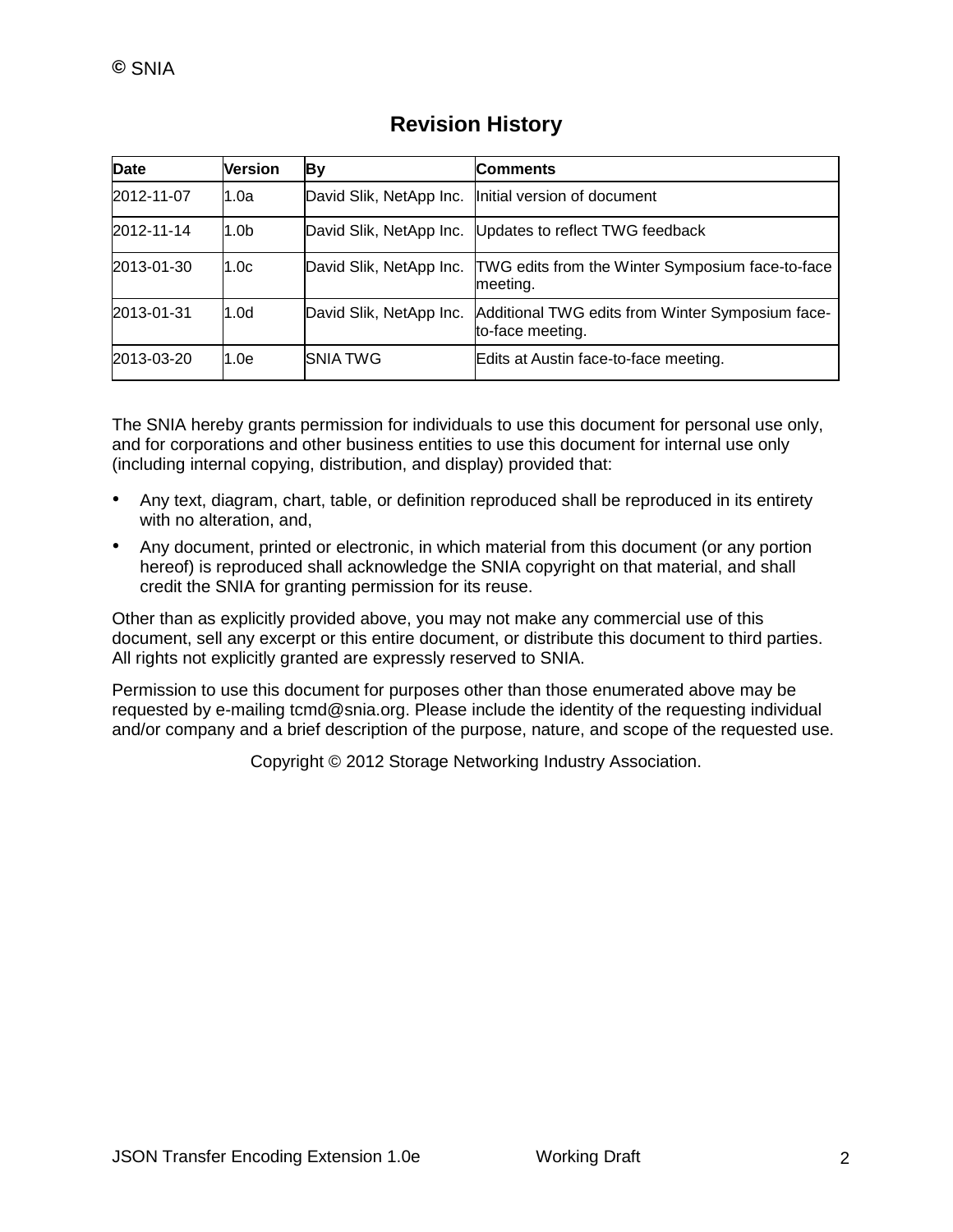## Revision History

| Date | Version | By | Comments |
| --- | --- | --- | --- |
| 2012-11-07 | 1.0a | David Slik, NetApp Inc. | Initial version of document |
| 2012-11-14 | 1.0b | David Slik, NetApp Inc. | Updates to reflect TWG feedback |
| 2013-01-30 | 1.0c | David Slik, NetApp Inc. | TWG edits from the Winter Symposium face-to-face meeting. |
| 2013-01-31 | 1.0d | David Slik, NetApp Inc. | Additional TWG edits from Winter Symposium face-to-face meeting. |
| 2013-03-20 | 1.0e | SNIA TWG | Edits at Austin face-to-face meeting. |

The SNIA hereby grants permission for individuals to use this document for personal use only, and for corporations and other business entities to use this document for internal use only (including internal copying, distribution, and display) provided that:

- Any text, diagram, chart, table, or definition reproduced shall be reproduced in its entirety with no alteration, and,
- Any document, printed or electronic, in which material from this document (or any portion hereof) is reproduced shall acknowledge the SNIA copyright on that material, and shall credit the SNIA for granting permission for its reuse.

Other than as explicitly provided above, you may not make any commercial use of this document, sell any excerpt or this entire document, or distribute this document to third parties. All rights not explicitly granted are expressly reserved to SNIA.

Permission to use this document for purposes other than those enumerated above may be requested by e-mailing tcmd@snia.org. Please include the identity of the requesting individual and/or company and a brief description of the purpose, nature, and scope of the requested use.

Copyright © 2012 Storage Networking Industry Association.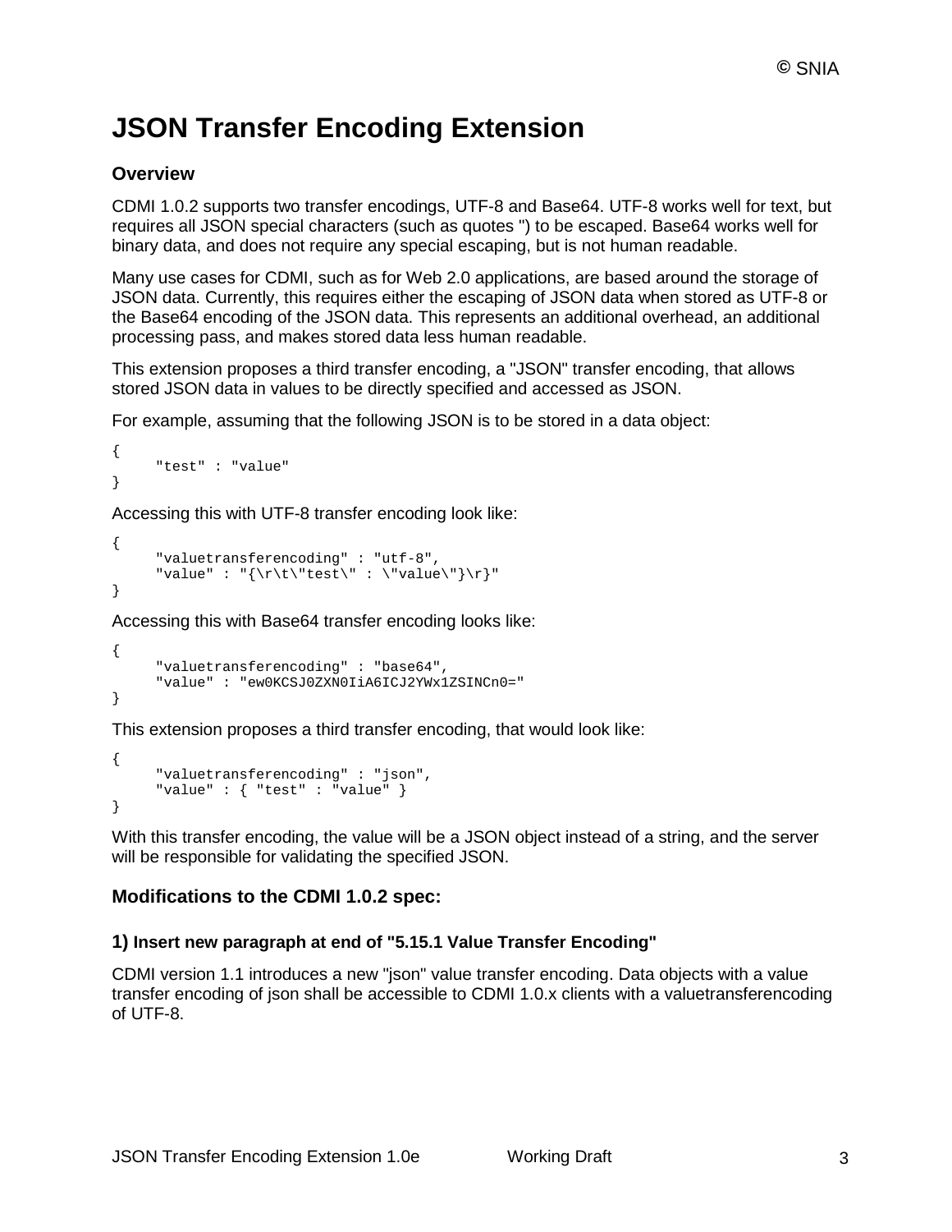# JSON Transfer Encoding Extension

## Overview

CDMI 1.0.2 supports two transfer encodings, UTF-8 and Base64. UTF-8 works well for text, but requires all JSON special characters (such as quotes ") to be escaped. Base64 works well for binary data, and does not require any special escaping, but is not human readable.

Many use cases for CDMI, such as for Web 2.0 applications, are based around the storage of JSON data. Currently, this requires either the escaping of JSON data when stored as UTF-8 or the Base64 encoding of the JSON data. This represents an additional overhead, an additional processing pass, and makes stored data less human readable.

This extension proposes a third transfer encoding, a "JSON" transfer encoding, that allows stored JSON data in values to be directly specified and accessed as JSON.

For example, assuming that the following JSON is to be stored in a data object:

```
{
     "test" : "value"
}
```

Accessing this with UTF-8 transfer encoding look like:

```
{
     "valuetransferencoding" : "utf-8",
     "value" : "{\r\t\"test\" : \"value\"}\r}"
}
```

Accessing this with Base64 transfer encoding looks like:

```
{
     "valuetransferencoding" : "base64",
     "value" : "ew0KCSJ0ZXN0IiA6ICJ2YWx1ZSINCn0="
}
```

This extension proposes a third transfer encoding, that would look like:

```
{
     "valuetransferencoding" : "json",
     "value" : { "test" : "value" }
}
```

With this transfer encoding, the value will be a JSON object instead of a string, and the server will be responsible for validating the specified JSON.

## Modifications to the CDMI 1.0.2 spec:

### 1) Insert new paragraph at end of "5.15.1 Value Transfer Encoding"

CDMI version 1.1 introduces a new "json" value transfer encoding. Data objects with a value transfer encoding of json shall be accessible to CDMI 1.0.x clients with a valuetransferencoding of UTF-8.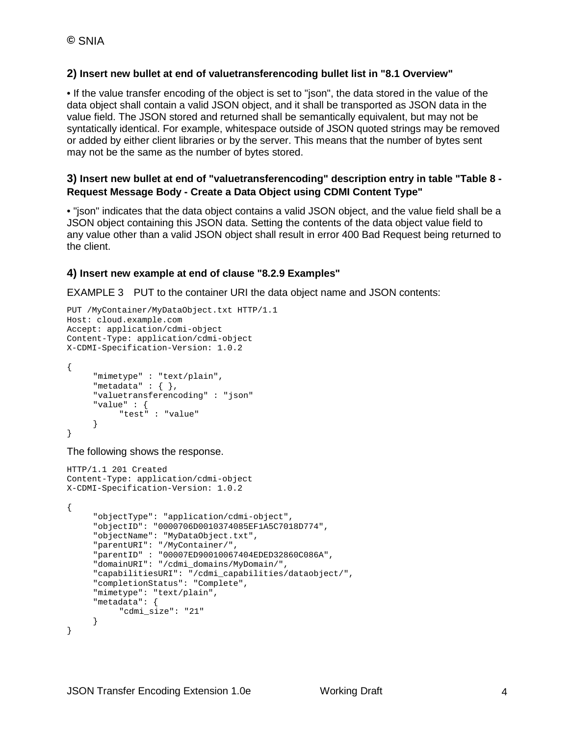**2) Insert new bullet at end of valuetransferencoding bullet list in "8.1 Overview"**

- If the value transfer encoding of the object is set to "json", the data stored in the value of the data object shall contain a valid JSON object, and it shall be transported as JSON data in the value field. The JSON stored and returned shall be semantically equivalent, but may not be syntatically identical. For example, whitespace outside of JSON quoted strings may be removed or added by either client libraries or by the server. This means that the number of bytes sent may not be the same as the number of bytes stored.

**3) Insert new bullet at end of "valuetransferencoding" description entry in table "Table 8 - Request Message Body - Create a Data Object using CDMI Content Type"**

- "json" indicates that the data object contains a valid JSON object, and the value field shall be a JSON object containing this JSON data. Setting the contents of the data object value field to any value other than a valid JSON object shall result in error 400 Bad Request being returned to the client.

**4) Insert new example at end of clause "8.2.9 Examples"**

EXAMPLE 3 PUT to the container URI the data object name and JSON contents:

```
PUT /MyContainer/MyDataObject.txt HTTP/1.1
Host: cloud.example.com
Accept: application/cdmi-object
Content-Type: application/cdmi-object
X-CDMI-Specification-Version: 1.0.2

{
     "mimetype" : "text/plain",
     "metadata" : { },
     "valuetransferencoding" : "json"
     "value" : {
          "test" : "value"
     }
}
```

The following shows the response.

```
HTTP/1.1 201 Created
Content-Type: application/cdmi-object
X-CDMI-Specification-Version: 1.0.2

{
     "objectType": "application/cdmi-object",
     "objectID": "0000706D0010374085EF1A5C7018D774",
     "objectName": "MyDataObject.txt",
     "parentURI": "/MyContainer/",
     "parentID" : "00007ED90010067404EDED32860C086A",
     "domainURI": "/cdmi_domains/MyDomain/",
     "capabilitiesURI": "/cdmi_capabilities/dataobject/",
     "completionStatus": "Complete",
     "mimetype": "text/plain",
     "metadata": {
          "cdmi_size": "21"
     }
}
```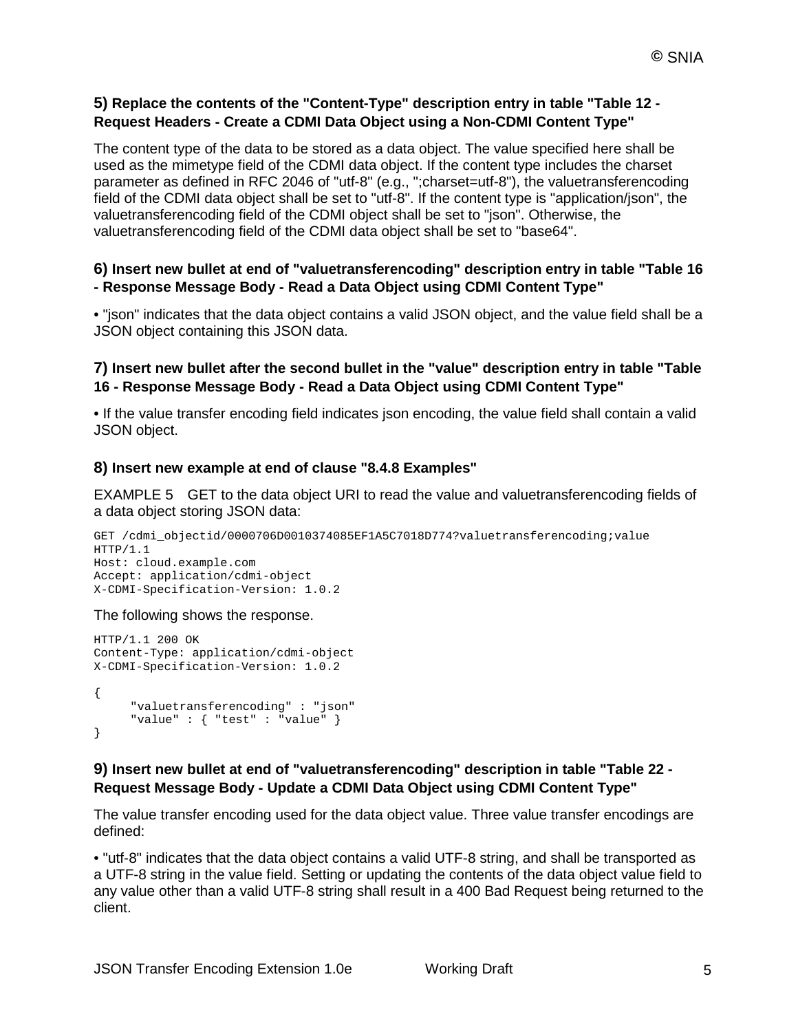### 5) Replace the contents of the "Content-Type" description entry in table "Table 12 - Request Headers - Create a CDMI Data Object using a Non-CDMI Content Type"

The content type of the data to be stored as a data object. The value specified here shall be used as the mimetype field of the CDMI data object. If the content type includes the charset parameter as defined in RFC 2046 of "utf-8" (e.g., ";charset=utf-8"), the valuetransferencoding field of the CDMI data object shall be set to "utf-8". If the content type is "application/json", the valuetransferencoding field of the CDMI object shall be set to "json". Otherwise, the valuetransferencoding field of the CDMI data object shall be set to "base64".

### 6) Insert new bullet at end of "valuetransferencoding" description entry in table "Table 16 - Response Message Body - Read a Data Object using CDMI Content Type"

• "json" indicates that the data object contains a valid JSON object, and the value field shall be a JSON object containing this JSON data.

### 7) Insert new bullet after the second bullet in the "value" description entry in table "Table 16 - Response Message Body - Read a Data Object using CDMI Content Type"

• If the value transfer encoding field indicates json encoding, the value field shall contain a valid JSON object.

### 8) Insert new example at end of clause "8.4.8 Examples"

EXAMPLE 5 GET to the data object URI to read the value and valuetransferencoding fields of a data object storing JSON data:

```
GET /cdmi_objectid/0000706D0010374085EF1A5C7018D774?valuetransferencoding;value
HTTP/1.1
Host: cloud.example.com
Accept: application/cdmi-object
X-CDMI-Specification-Version: 1.0.2
```

The following shows the response.

```
HTTP/1.1 200 OK
Content-Type: application/cdmi-object
X-CDMI-Specification-Version: 1.0.2

{
     "valuetransferencoding" : "json"
     "value" : { "test" : "value" }
}
```

### 9) Insert new bullet at end of "valuetransferencoding" description in table "Table 22 - Request Message Body - Update a CDMI Data Object using CDMI Content Type"

The value transfer encoding used for the data object value. Three value transfer encodings are defined:

• "utf-8" indicates that the data object contains a valid UTF-8 string, and shall be transported as a UTF-8 string in the value field. Setting or updating the contents of the data object value field to any value other than a valid UTF-8 string shall result in a 400 Bad Request being returned to the client.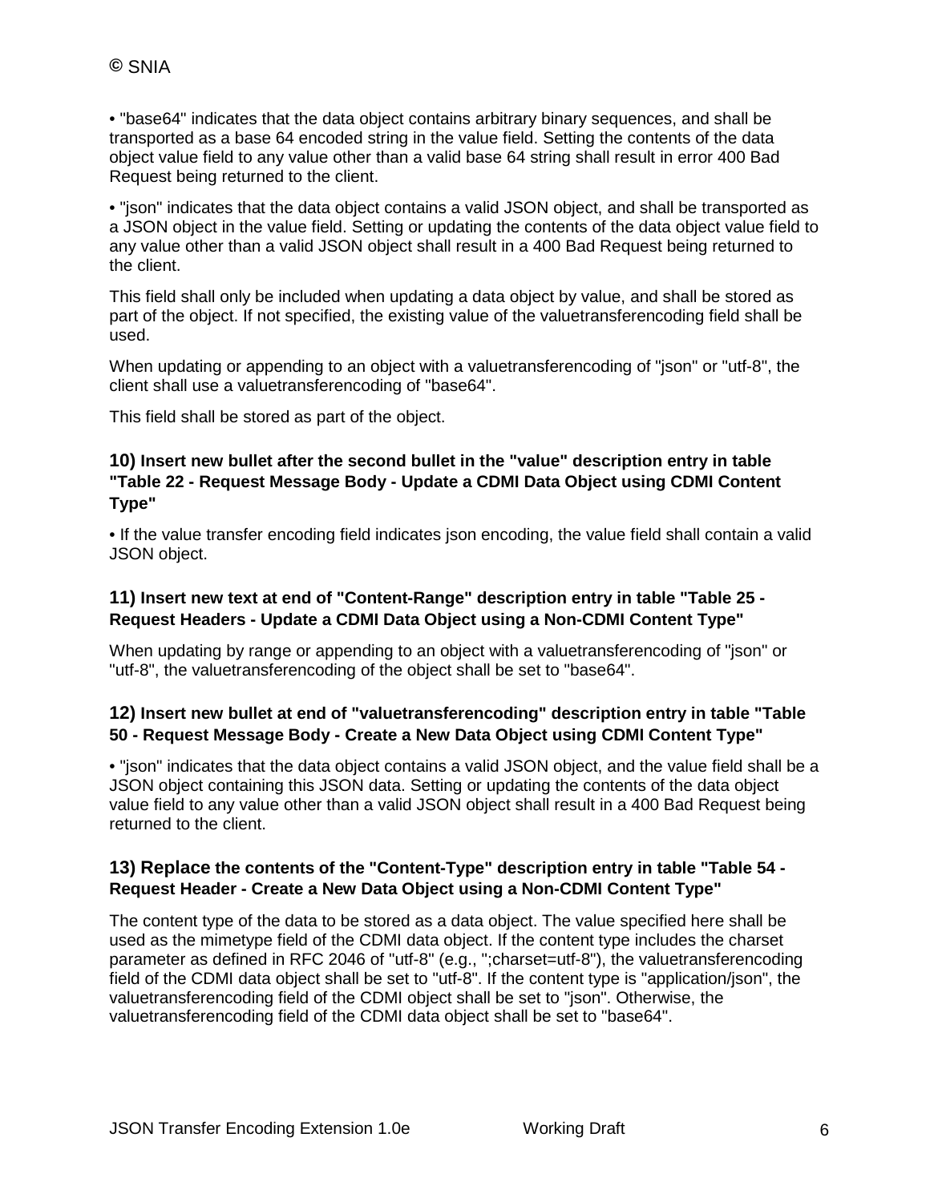• "base64" indicates that the data object contains arbitrary binary sequences, and shall be transported as a base 64 encoded string in the value field. Setting the contents of the data object value field to any value other than a valid base 64 string shall result in error 400 Bad Request being returned to the client.

• "json" indicates that the data object contains a valid JSON object, and shall be transported as a JSON object in the value field. Setting or updating the contents of the data object value field to any value other than a valid JSON object shall result in a 400 Bad Request being returned to the client.

This field shall only be included when updating a data object by value, and shall be stored as part of the object. If not specified, the existing value of the valuetransferencoding field shall be used.

When updating or appending to an object with a valuetransferencoding of "json" or "utf-8", the client shall use a valuetransferencoding of "base64".

This field shall be stored as part of the object.

### 10) Insert new bullet after the second bullet in the "value" description entry in table "Table 22 - Request Message Body - Update a CDMI Data Object using CDMI Content Type"

• If the value transfer encoding field indicates json encoding, the value field shall contain a valid JSON object.

### 11) Insert new text at end of "Content-Range" description entry in table "Table 25 - Request Headers - Update a CDMI Data Object using a Non-CDMI Content Type"

When updating by range or appending to an object with a valuetransferencoding of "json" or "utf-8", the valuetransferencoding of the object shall be set to "base64".

### 12) Insert new bullet at end of "valuetransferencoding" description entry in table "Table 50 - Request Message Body - Create a New Data Object using CDMI Content Type"

• "json" indicates that the data object contains a valid JSON object, and the value field shall be a JSON object containing this JSON data. Setting or updating the contents of the data object value field to any value other than a valid JSON object shall result in a 400 Bad Request being returned to the client.

### 13) Replace the contents of the "Content-Type" description entry in table "Table 54 - Request Header - Create a New Data Object using a Non-CDMI Content Type"

The content type of the data to be stored as a data object. The value specified here shall be used as the mimetype field of the CDMI data object. If the content type includes the charset parameter as defined in RFC 2046 of "utf-8" (e.g., ";charset=utf-8"), the valuetransferencoding field of the CDMI data object shall be set to "utf-8". If the content type is "application/json", the valuetransferencoding field of the CDMI object shall be set to "json". Otherwise, the valuetransferencoding field of the CDMI data object shall be set to "base64".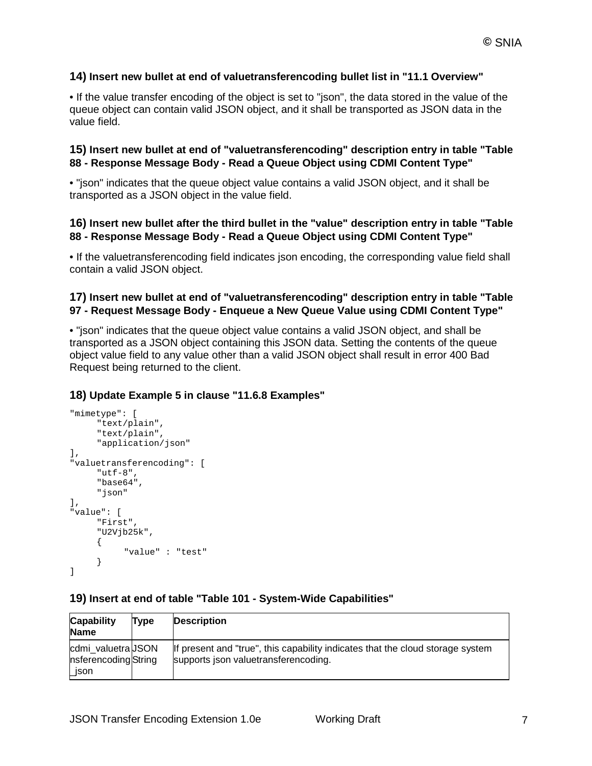### 14) Insert new bullet at end of valuetransferencoding bullet list in "11.1 Overview"

• If the value transfer encoding of the object is set to "json", the data stored in the value of the queue object can contain valid JSON object, and it shall be transported as JSON data in the value field.

### 15) Insert new bullet at end of "valuetransferencoding" description entry in table "Table 88 - Response Message Body - Read a Queue Object using CDMI Content Type"

• "json" indicates that the queue object value contains a valid JSON object, and it shall be transported as a JSON object in the value field.

### 16) Insert new bullet after the third bullet in the "value" description entry in table "Table 88 - Response Message Body - Read a Queue Object using CDMI Content Type"

• If the valuetransferencoding field indicates json encoding, the corresponding value field shall contain a valid JSON object.

### 17) Insert new bullet at end of "valuetransferencoding" description entry in table "Table 97 - Request Message Body - Enqueue a New Queue Value using CDMI Content Type"

• "json" indicates that the queue object value contains a valid JSON object, and shall be transported as a JSON object containing this JSON data. Setting the contents of the queue object value field to any value other than a valid JSON object shall result in error 400 Bad Request being returned to the client.

### 18) Update Example 5 in clause "11.6.8 Examples"

```
"mimetype": [
      "text/plain",
      "text/plain",
      "application/json"
],
"valuetransferencoding": [
      "utf-8",
      "base64",
      "json"
],
"value": [
      "First",
      "U2Vjb25k",
      {
           "value" : "test"
      }
]
```

### 19) Insert at end of table "Table 101 - System-Wide Capabilities"

| Capability Name | Type | Description |
|---|---|---|
| cdmi_valuetransferencoding_json | JSON String | If present and "true", this capability indicates that the cloud storage system supports json valuetransferencoding. |